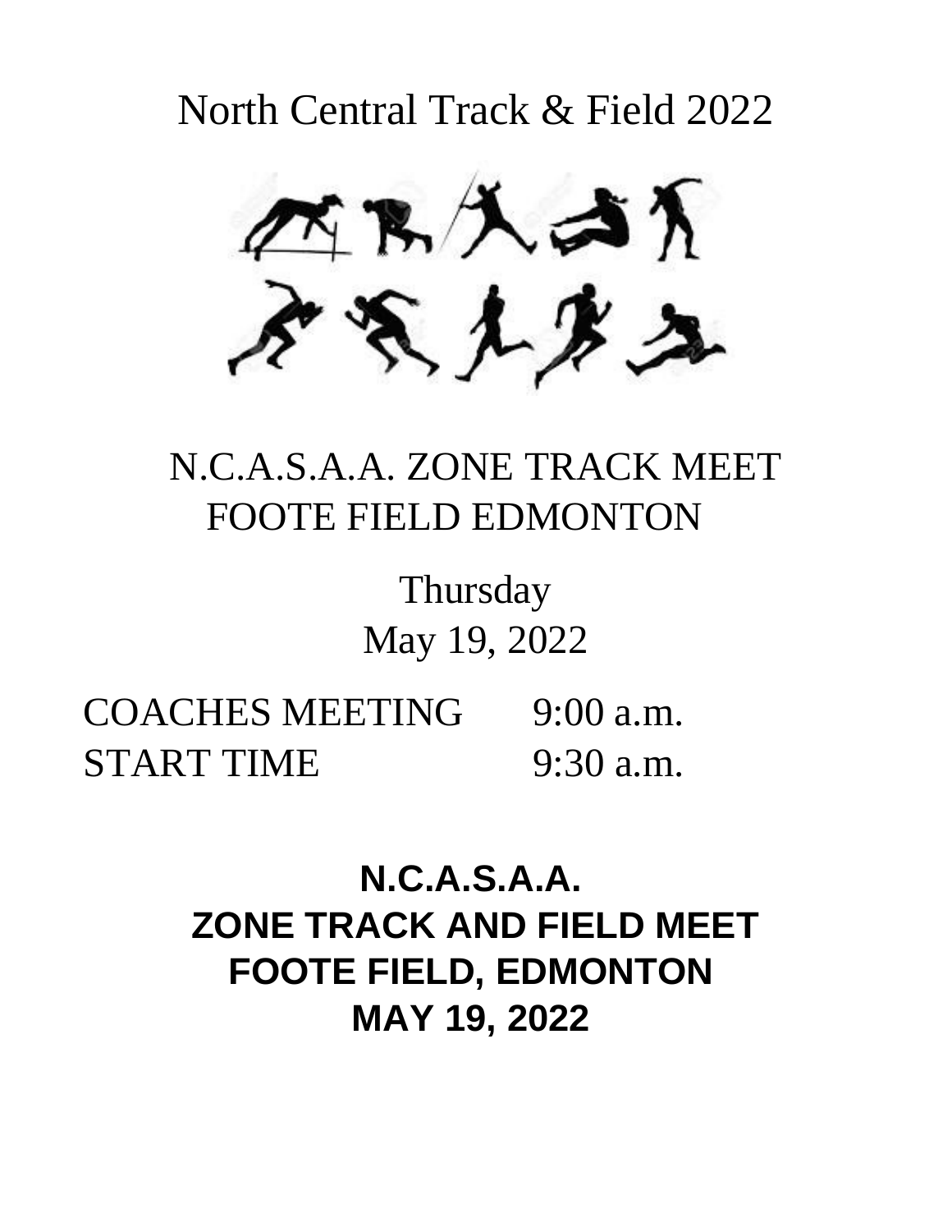# North Central Track & Field 2022

N.C.A.S.A.A. ZONE TRACK MEET
FOOTE FIELD EDMONTON

Thursday
May 19, 2022

| | |
|---|---|
| COACHES MEETING | 9:00 a.m. |
| START TIME | 9:30 a.m. |

**N.C.A.S.A.A.**
**ZONE TRACK AND FIELD MEET**
**FOOTE FIELD, EDMONTON**
**MAY 19, 2022**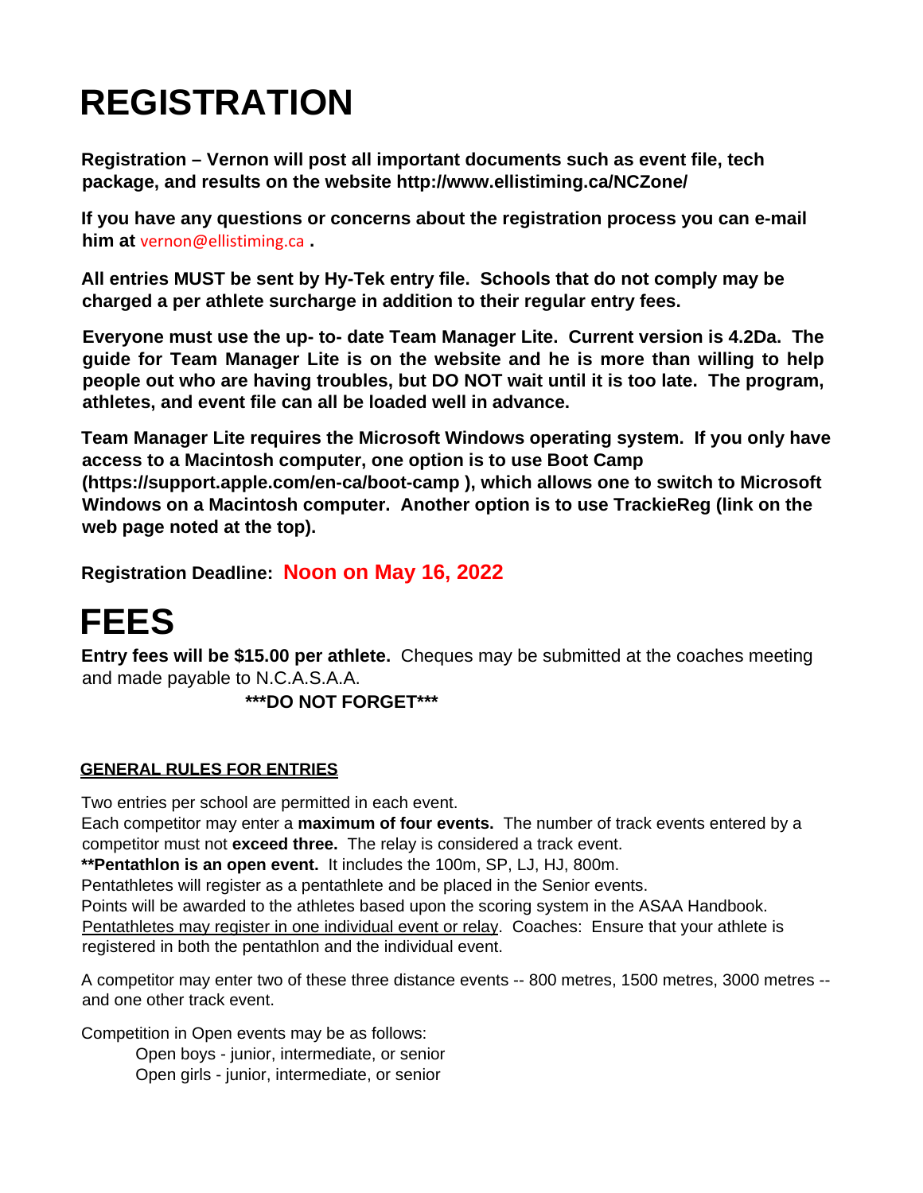# REGISTRATION

**Registration – Vernon will post all important documents such as event file, tech package, and results on the website http://www.ellistiming.ca/NCZone/**

**If you have any questions or concerns about the registration process you can e-mail him at** vernon@ellistiming.ca **.**

**All entries MUST be sent by Hy-Tek entry file. Schools that do not comply may be charged a per athlete surcharge in addition to their regular entry fees.**

**Everyone must use the up- to- date Team Manager Lite. Current version is 4.2Da. The guide for Team Manager Lite is on the website and he is more than willing to help people out who are having troubles, but DO NOT wait until it is too late. The program, athletes, and event file can all be loaded well in advance.**

**Team Manager Lite requires the Microsoft Windows operating system. If you only have access to a Macintosh computer, one option is to use Boot Camp (https://support.apple.com/en-ca/boot-camp ), which allows one to switch to Microsoft Windows on a Macintosh computer. Another option is to use TrackieReg (link on the web page noted at the top).**

**Registration Deadline: Noon on May 16, 2022**

# FEES

**Entry fees will be $15.00 per athlete.** Cheques may be submitted at the coaches meeting and made payable to N.C.A.S.A.A.

**\*\*\*DO NOT FORGET\*\*\***

## GENERAL RULES FOR ENTRIES

Two entries per school are permitted in each event.
Each competitor may enter a **maximum of four events.** The number of track events entered by a competitor must not **exceed three.** The relay is considered a track event.
**\*\*Pentathlon is an open event.** It includes the 100m, SP, LJ, HJ, 800m.
Pentathletes will register as a pentathlete and be placed in the Senior events.
Points will be awarded to the athletes based upon the scoring system in the ASAA Handbook.
Pentathletes may register in one individual event or relay. Coaches: Ensure that your athlete is registered in both the pentathlon and the individual event.

A competitor may enter two of these three distance events -- 800 metres, 1500 metres, 3000 metres -- and one other track event.

Competition in Open events may be as follows:

- Open boys - junior, intermediate, or senior
- Open girls - junior, intermediate, or senior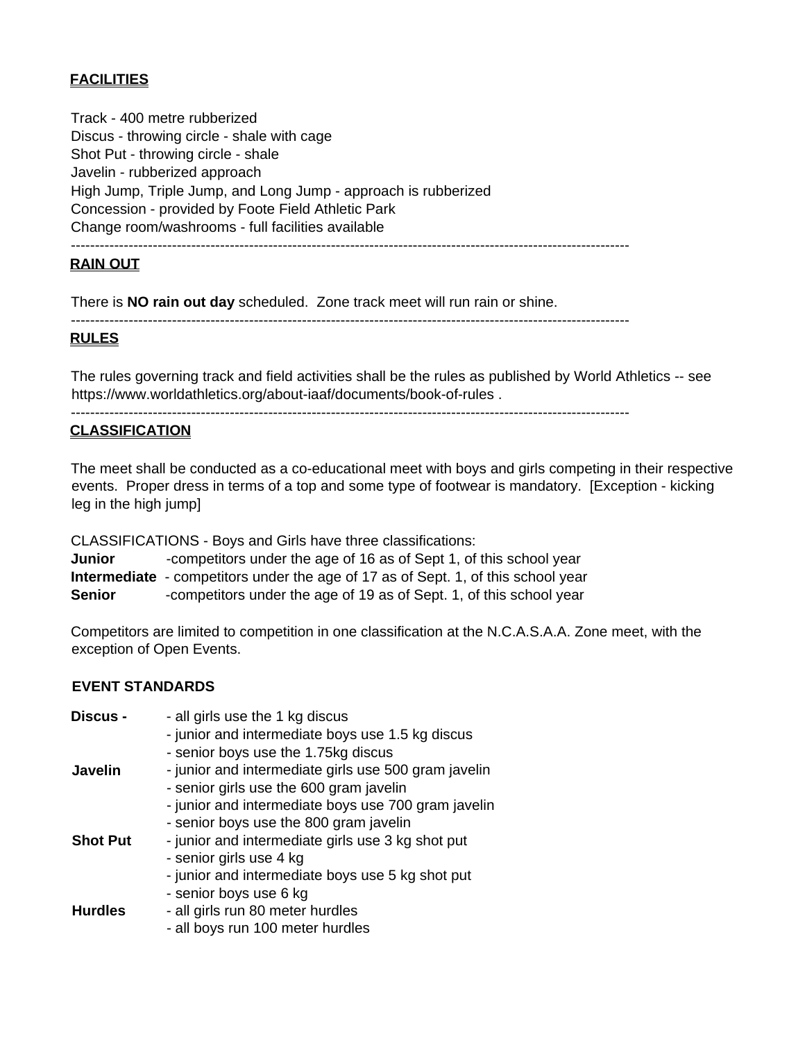## FACILITIES

Track - 400 metre rubberized
Discus - throwing circle - shale with cage
Shot Put - throwing circle - shale
Javelin - rubberized approach
High Jump, Triple Jump, and Long Jump - approach is rubberized
Concession - provided by Foote Field Athletic Park
Change room/washrooms - full facilities available

---

## RAIN OUT

There is **NO rain out day** scheduled. Zone track meet will run rain or shine.

---

## RULES

The rules governing track and field activities shall be the rules as published by World Athletics -- see https://www.worldathletics.org/about-iaaf/documents/book-of-rules .

---

## CLASSIFICATION

The meet shall be conducted as a co-educational meet with boys and girls competing in their respective events. Proper dress in terms of a top and some type of footwear is mandatory. [Exception - kicking leg in the high jump]

CLASSIFICATIONS - Boys and Girls have three classifications:

**Junior** -competitors under the age of 16 as of Sept 1, of this school year
**Intermediate** - competitors under the age of 17 as of Sept. 1, of this school year
**Senior** -competitors under the age of 19 as of Sept. 1, of this school year

Competitors are limited to competition in one classification at the N.C.A.S.A.A. Zone meet, with the exception of Open Events.

### EVENT STANDARDS

**Discus -**
- all girls use the 1 kg discus
- junior and intermediate boys use 1.5 kg discus
- senior boys use the 1.75kg discus

**Javelin**
- junior and intermediate girls use 500 gram javelin
- senior girls use the 600 gram javelin
- junior and intermediate boys use 700 gram javelin
- senior boys use the 800 gram javelin

**Shot Put**
- junior and intermediate girls use 3 kg shot put
- senior girls use 4 kg
- junior and intermediate boys use 5 kg shot put
- senior boys use 6 kg

**Hurdles**
- all girls run 80 meter hurdles
- all boys run 100 meter hurdles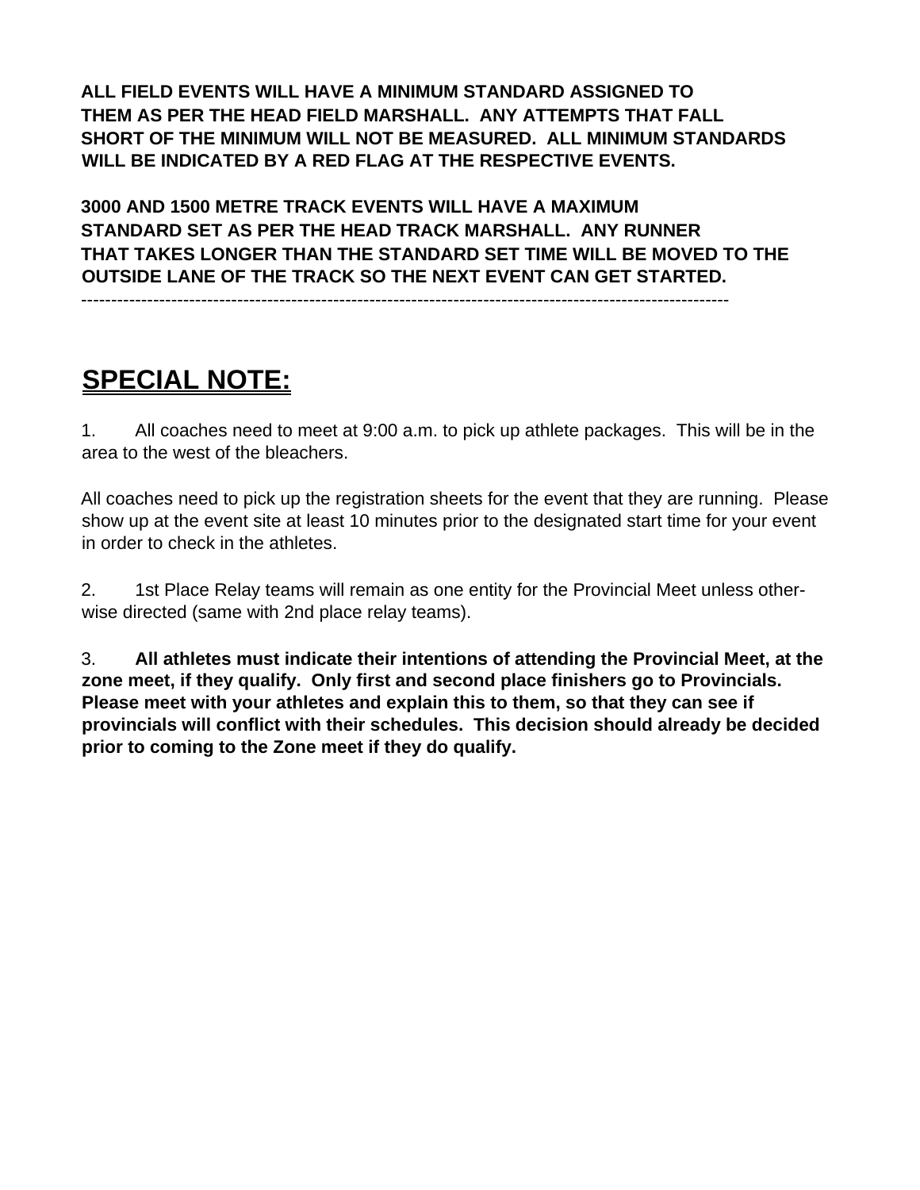**ALL FIELD EVENTS WILL HAVE A MINIMUM STANDARD ASSIGNED TO THEM AS PER THE HEAD FIELD MARSHALL. ANY ATTEMPTS THAT FALL SHORT OF THE MINIMUM WILL NOT BE MEASURED. ALL MINIMUM STANDARDS WILL BE INDICATED BY A RED FLAG AT THE RESPECTIVE EVENTS.**

**3000 AND 1500 METRE TRACK EVENTS WILL HAVE A MAXIMUM STANDARD SET AS PER THE HEAD TRACK MARSHALL. ANY RUNNER THAT TAKES LONGER THAN THE STANDARD SET TIME WILL BE MOVED TO THE OUTSIDE LANE OF THE TRACK SO THE NEXT EVENT CAN GET STARTED.**

---

## SPECIAL NOTE:

1. All coaches need to meet at 9:00 a.m. to pick up athlete packages. This will be in the area to the west of the bleachers.

All coaches need to pick up the registration sheets for the event that they are running. Please show up at the event site at least 10 minutes prior to the designated start time for your event in order to check in the athletes.

2. 1st Place Relay teams will remain as one entity for the Provincial Meet unless otherwise directed (same with 2nd place relay teams).

3. **All athletes must indicate their intentions of attending the Provincial Meet, at the zone meet, if they qualify. Only first and second place finishers go to Provincials. Please meet with your athletes and explain this to them, so that they can see if provincials will conflict with their schedules. This decision should already be decided prior to coming to the Zone meet if they do qualify.**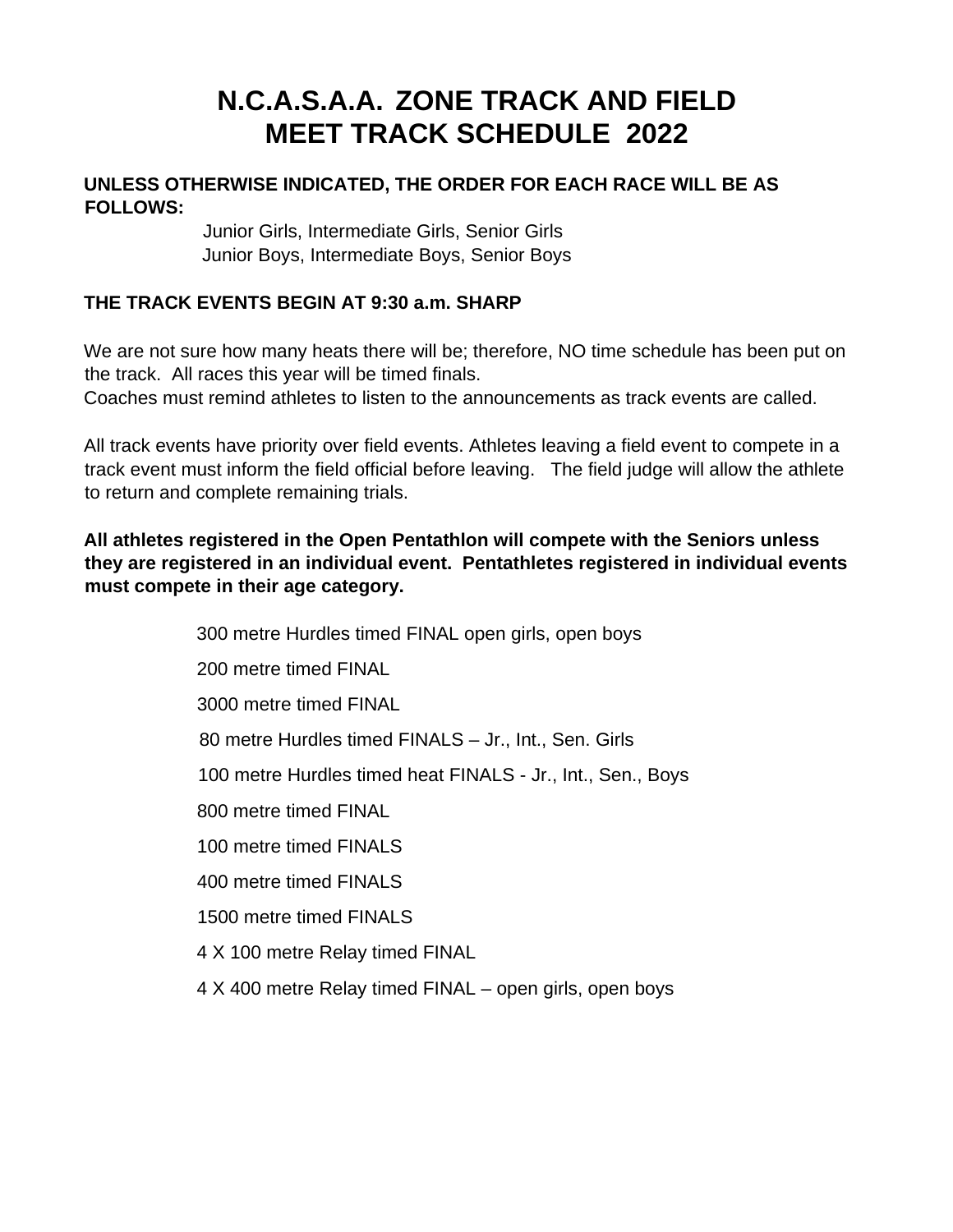# N.C.A.S.A.A. ZONE TRACK AND FIELD MEET TRACK SCHEDULE 2022

**UNLESS OTHERWISE INDICATED, THE ORDER FOR EACH RACE WILL BE AS FOLLOWS:**

Junior Girls, Intermediate Girls, Senior Girls
Junior Boys, Intermediate Boys, Senior Boys

**THE TRACK EVENTS BEGIN AT 9:30 a.m. SHARP**

We are not sure how many heats there will be; therefore, NO time schedule has been put on the track. All races this year will be timed finals.
Coaches must remind athletes to listen to the announcements as track events are called.

All track events have priority over field events. Athletes leaving a field event to compete in a track event must inform the field official before leaving. The field judge will allow the athlete to return and complete remaining trials.

**All athletes registered in the Open Pentathlon will compete with the Seniors unless they are registered in an individual event. Pentathletes registered in individual events must compete in their age category.**

300 metre Hurdles timed FINAL open girls, open boys

200 metre timed FINAL

3000 metre timed FINAL

80 metre Hurdles timed FINALS – Jr., Int., Sen. Girls

100 metre Hurdles timed heat FINALS - Jr., Int., Sen., Boys

800 metre timed FINAL

100 metre timed FINALS

400 metre timed FINALS

1500 metre timed FINALS

4 X 100 metre Relay timed FINAL

4 X 400 metre Relay timed FINAL – open girls, open boys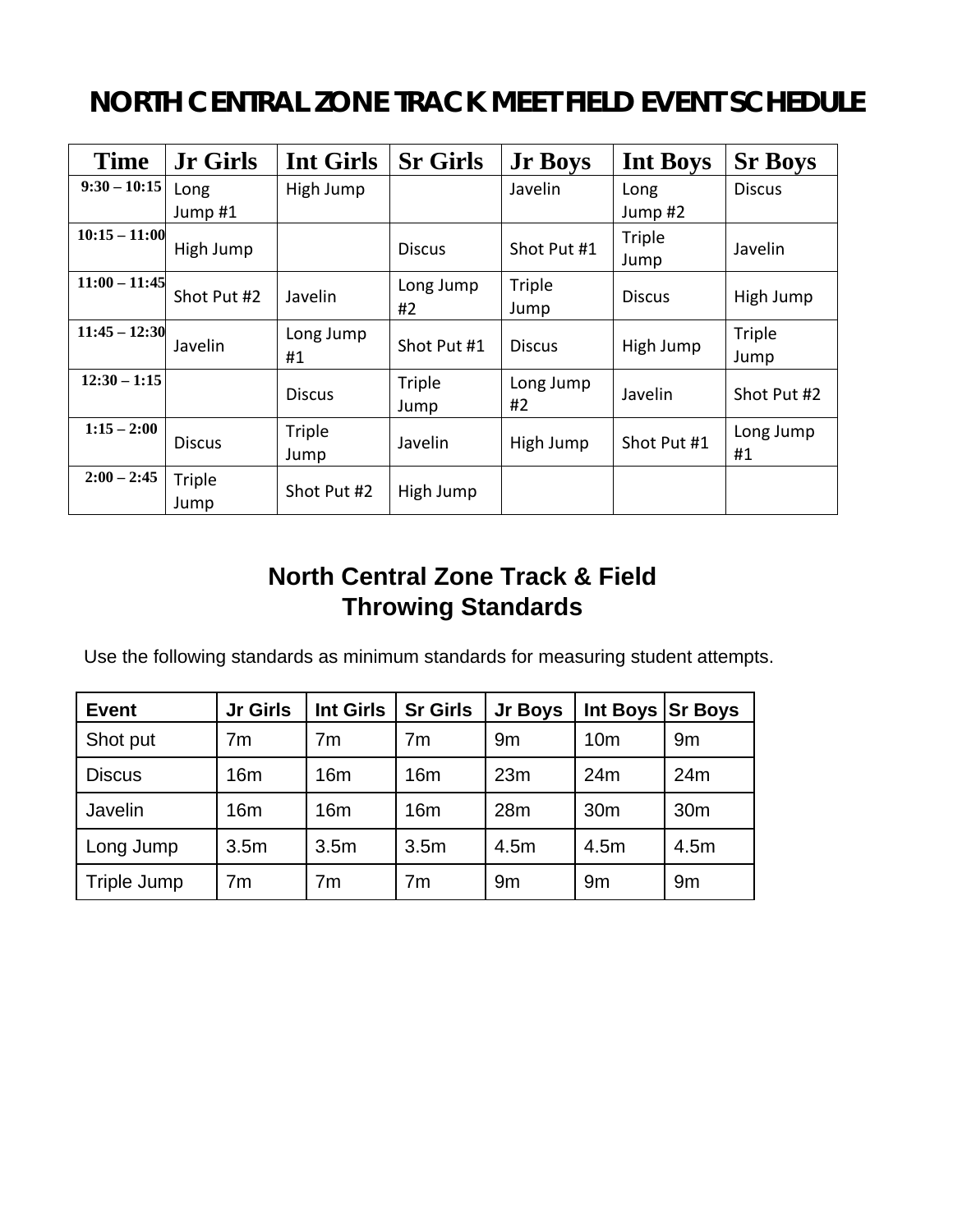# NORTH CENTRAL ZONE TRACK MEET FIELD EVENT SCHEDULE

| Time | Jr Girls | Int Girls | Sr Girls | Jr Boys | Int Boys | Sr Boys |
|---|---|---|---|---|---|---|
| 9:30 – 10:15 | Long Jump #1 | High Jump | | Javelin | Long Jump #2 | Discus |
| 10:15 – 11:00 | High Jump | | Discus | Shot Put #1 | Triple Jump | Javelin |
| 11:00 – 11:45 | Shot Put #2 | Javelin | Long Jump #2 | Triple Jump | Discus | High Jump |
| 11:45 – 12:30 | Javelin | Long Jump #1 | Shot Put #1 | Discus | High Jump | Triple Jump |
| 12:30 – 1:15 | | Discus | Triple Jump | Long Jump #2 | Javelin | Shot Put #2 |
| 1:15 – 2:00 | Discus | Triple Jump | Javelin | High Jump | Shot Put #1 | Long Jump #1 |
| 2:00 – 2:45 | Triple Jump | Shot Put #2 | High Jump | | | |

## North Central Zone Track & Field Throwing Standards

Use the following standards as minimum standards for measuring student attempts.

| Event | Jr Girls | Int Girls | Sr Girls | Jr Boys | Int Boys | Sr Boys |
|---|---|---|---|---|---|---|
| Shot put | 7m | 7m | 7m | 9m | 10m | 9m |
| Discus | 16m | 16m | 16m | 23m | 24m | 24m |
| Javelin | 16m | 16m | 16m | 28m | 30m | 30m |
| Long Jump | 3.5m | 3.5m | 3.5m | 4.5m | 4.5m | 4.5m |
| Triple Jump | 7m | 7m | 7m | 9m | 9m | 9m |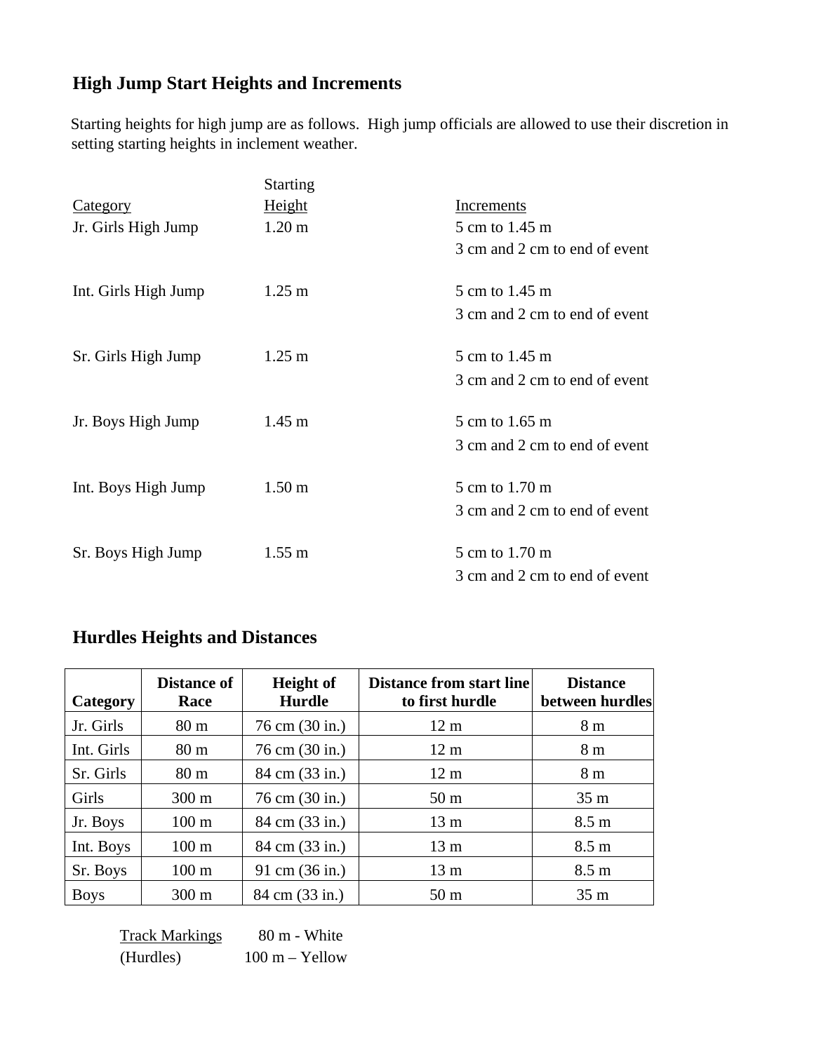## High Jump Start Heights and Increments

Starting heights for high jump are as follows. High jump officials are allowed to use their discretion in setting starting heights in inclement weather.

| Category | Starting Height | Increments |
|---|---|---|
| Jr. Girls High Jump | 1.20 m | 5 cm to 1.45 m<br>3 cm and 2 cm to end of event |
| Int. Girls High Jump | 1.25 m | 5 cm to 1.45 m<br>3 cm and 2 cm to end of event |
| Sr. Girls High Jump | 1.25 m | 5 cm to 1.45 m<br>3 cm and 2 cm to end of event |
| Jr. Boys High Jump | 1.45 m | 5 cm to 1.65 m<br>3 cm and 2 cm to end of event |
| Int. Boys High Jump | 1.50 m | 5 cm to 1.70 m<br>3 cm and 2 cm to end of event |
| Sr. Boys High Jump | 1.55 m | 5 cm to 1.70 m<br>3 cm and 2 cm to end of event |

## Hurdles Heights and Distances

| Category | Distance of Race | Height of Hurdle | Distance from start line to first hurdle | Distance between hurdles |
|---|---|---|---|---|
| Jr. Girls | 80 m | 76 cm (30 in.) | 12 m | 8 m |
| Int. Girls | 80 m | 76 cm (30 in.) | 12 m | 8 m |
| Sr. Girls | 80 m | 84 cm (33 in.) | 12 m | 8 m |
| Girls | 300 m | 76 cm (30 in.) | 50 m | 35 m |
| Jr. Boys | 100 m | 84 cm (33 in.) | 13 m | 8.5 m |
| Int. Boys | 100 m | 84 cm (33 in.) | 13 m | 8.5 m |
| Sr. Boys | 100 m | 91 cm (36 in.) | 13 m | 8.5 m |
| Boys | 300 m | 84 cm (33 in.) | 50 m | 35 m |

Track Markings (Hurdles)
80 m - White
100 m – Yellow